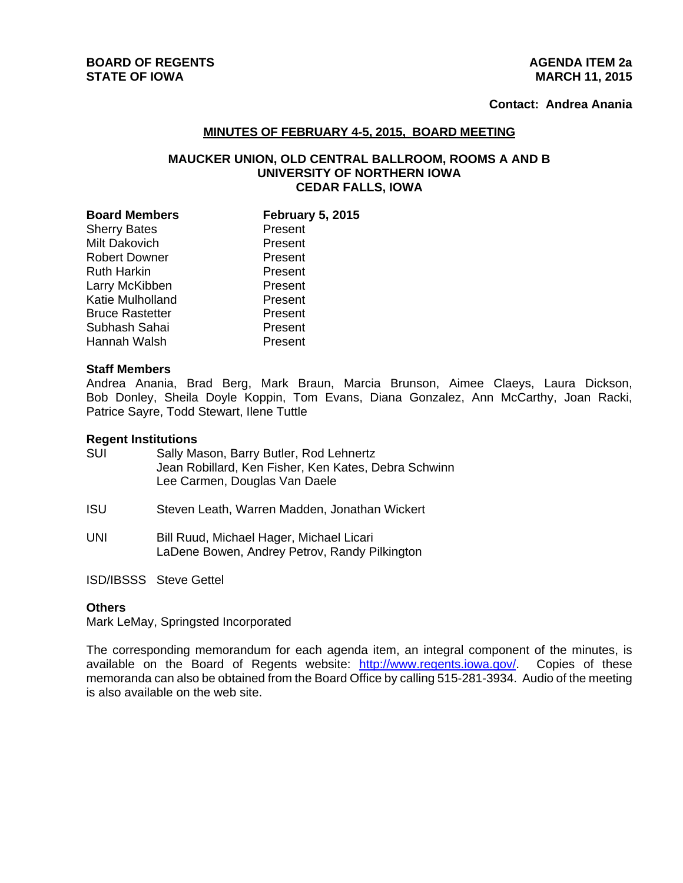**BOARD OF REGENTS**
**STATE OF IOWA**

**AGENDA ITEM 2a**
**MARCH 11, 2015**

**Contact: Andrea Anania**

## MINUTES OF FEBRUARY 4-5, 2015, BOARD MEETING

### MAUCKER UNION, OLD CENTRAL BALLROOM, ROOMS A AND B
### UNIVERSITY OF NORTHERN IOWA
### CEDAR FALLS, IOWA

| **Board Members** | **February 5, 2015** |
| --- | --- |
| Sherry Bates | Present |
| Milt Dakovich | Present |
| Robert Downer | Present |
| Ruth Harkin | Present |
| Larry McKibben | Present |
| Katie Mulholland | Present |
| Bruce Rastetter | Present |
| Subhash Sahai | Present |
| Hannah Walsh | Present |

**Staff Members**

Andrea Anania, Brad Berg, Mark Braun, Marcia Brunson, Aimee Claeys, Laura Dickson, Bob Donley, Sheila Doyle Koppin, Tom Evans, Diana Gonzalez, Ann McCarthy, Joan Racki, Patrice Sayre, Todd Stewart, Ilene Tuttle

**Regent Institutions**

SUI Sally Mason, Barry Butler, Rod Lehnertz
Jean Robillard, Ken Fisher, Ken Kates, Debra Schwinn
Lee Carmen, Douglas Van Daele

ISU Steven Leath, Warren Madden, Jonathan Wickert

UNI Bill Ruud, Michael Hager, Michael Licari
LaDene Bowen, Andrey Petrov, Randy Pilkington

ISD/IBSSS Steve Gettel

**Others**

Mark LeMay, Springsted Incorporated

The corresponding memorandum for each agenda item, an integral component of the minutes, is available on the Board of Regents website: http://www.regents.iowa.gov/. Copies of these memoranda can also be obtained from the Board Office by calling 515-281-3934. Audio of the meeting is also available on the web site.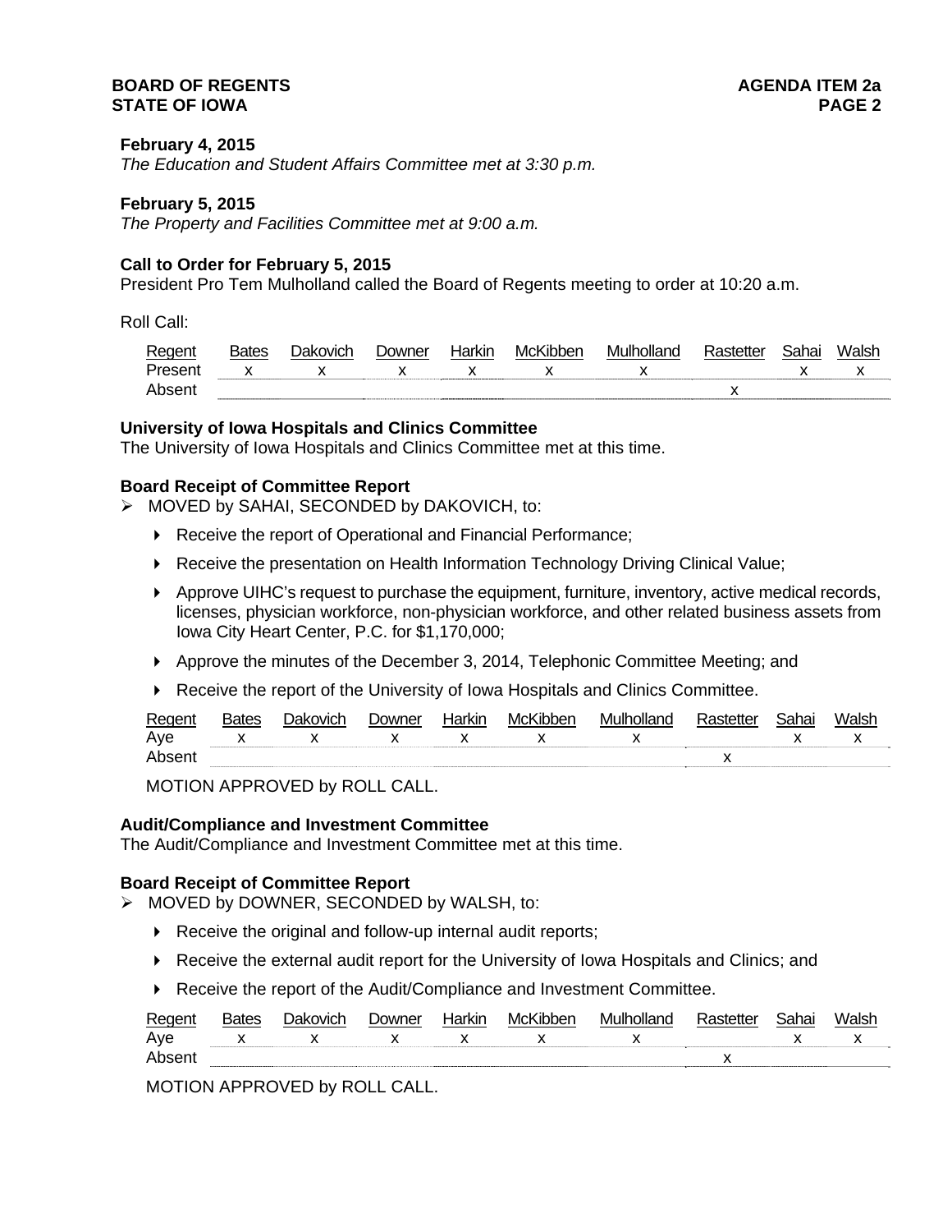**February 4, 2015**
*The Education and Student Affairs Committee met at 3:30 p.m.*

**February 5, 2015**
*The Property and Facilities Committee met at 9:00 a.m.*

**Call to Order for February 5, 2015**
President Pro Tem Mulholland called the Board of Regents meeting to order at 10:20 a.m.

Roll Call:

| Regent | Bates | Dakovich | Downer | Harkin | McKibben | Mulholland | Rastetter | Sahai | Walsh |
|---|---|---|---|---|---|---|---|---|---|
| Present | x | x | x | x | x | x | | x | x |
| Absent | | | | | | | x | | |

**University of Iowa Hospitals and Clinics Committee**
The University of Iowa Hospitals and Clinics Committee met at this time.

**Board Receipt of Committee Report**

- MOVED by SAHAI, SECONDED by DAKOVICH, to:
  - Receive the report of Operational and Financial Performance;
  - Receive the presentation on Health Information Technology Driving Clinical Value;
  - Approve UIHC's request to purchase the equipment, furniture, inventory, active medical records, licenses, physician workforce, non-physician workforce, and other related business assets from Iowa City Heart Center, P.C. for $1,170,000;
  - Approve the minutes of the December 3, 2014, Telephonic Committee Meeting; and
  - Receive the report of the University of Iowa Hospitals and Clinics Committee.

| Regent | Bates | Dakovich | Downer | Harkin | McKibben | Mulholland | Rastetter | Sahai | Walsh |
|---|---|---|---|---|---|---|---|---|---|
| Aye | x | x | x | x | x | x | | x | x |
| Absent | | | | | | | x | | |

MOTION APPROVED by ROLL CALL.

**Audit/Compliance and Investment Committee**
The Audit/Compliance and Investment Committee met at this time.

**Board Receipt of Committee Report**

- MOVED by DOWNER, SECONDED by WALSH, to:
  - Receive the original and follow-up internal audit reports;
  - Receive the external audit report for the University of Iowa Hospitals and Clinics; and
  - Receive the report of the Audit/Compliance and Investment Committee.

| Regent | Bates | Dakovich | Downer | Harkin | McKibben | Mulholland | Rastetter | Sahai | Walsh |
|---|---|---|---|---|---|---|---|---|---|
| Aye | x | x | x | x | x | x | | x | x |
| Absent | | | | | | | x | | |

MOTION APPROVED by ROLL CALL.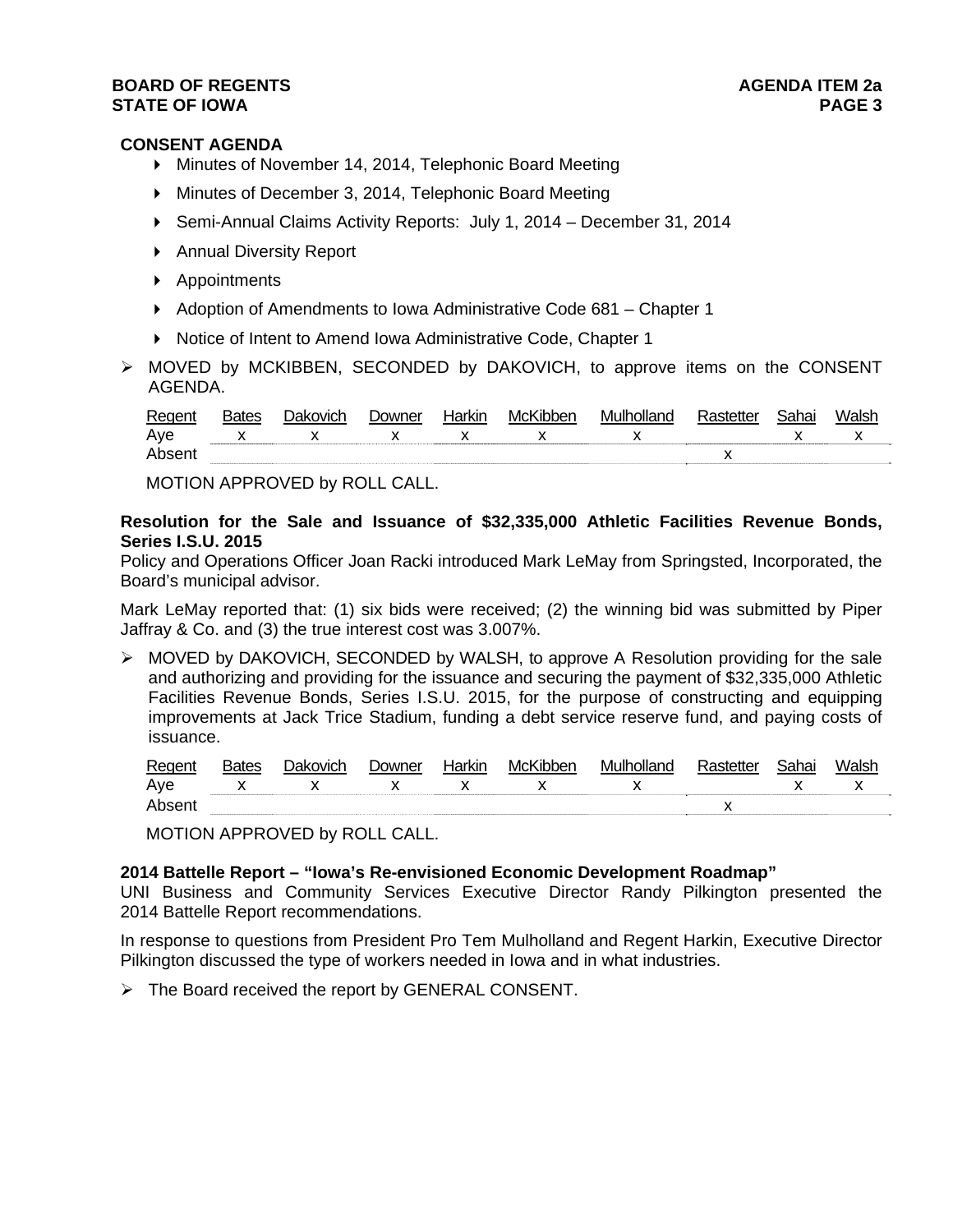**CONSENT AGENDA**

- Minutes of November 14, 2014, Telephonic Board Meeting
- Minutes of December 3, 2014, Telephonic Board Meeting
- Semi-Annual Claims Activity Reports: July 1, 2014 – December 31, 2014
- Annual Diversity Report
- Appointments
- Adoption of Amendments to Iowa Administrative Code 681 – Chapter 1
- Notice of Intent to Amend Iowa Administrative Code, Chapter 1

➢ MOVED by MCKIBBEN, SECONDED by DAKOVICH, to approve items on the CONSENT AGENDA.

| Regent | Bates | Dakovich | Downer | Harkin | McKibben | Mulholland | Rastetter | Sahai | Walsh |
|---|---|---|---|---|---|---|---|---|---|
| Aye | x | x | x | x | x | x | | x | x |
| Absent | | | | | | | x | | |

MOTION APPROVED by ROLL CALL.

**Resolution for the Sale and Issuance of $32,335,000 Athletic Facilities Revenue Bonds, Series I.S.U. 2015**

Policy and Operations Officer Joan Racki introduced Mark LeMay from Springsted, Incorporated, the Board's municipal advisor.

Mark LeMay reported that: (1) six bids were received; (2) the winning bid was submitted by Piper Jaffray & Co. and (3) the true interest cost was 3.007%.

➢ MOVED by DAKOVICH, SECONDED by WALSH, to approve A Resolution providing for the sale and authorizing and providing for the issuance and securing the payment of $32,335,000 Athletic Facilities Revenue Bonds, Series I.S.U. 2015, for the purpose of constructing and equipping improvements at Jack Trice Stadium, funding a debt service reserve fund, and paying costs of issuance.

| Regent | Bates | Dakovich | Downer | Harkin | McKibben | Mulholland | Rastetter | Sahai | Walsh |
|---|---|---|---|---|---|---|---|---|---|
| Aye | x | x | x | x | x | x | | x | x |
| Absent | | | | | | | x | | |

MOTION APPROVED by ROLL CALL.

**2014 Battelle Report – "Iowa's Re-envisioned Economic Development Roadmap"**

UNI Business and Community Services Executive Director Randy Pilkington presented the 2014 Battelle Report recommendations.

In response to questions from President Pro Tem Mulholland and Regent Harkin, Executive Director Pilkington discussed the type of workers needed in Iowa and in what industries.

➢ The Board received the report by GENERAL CONSENT.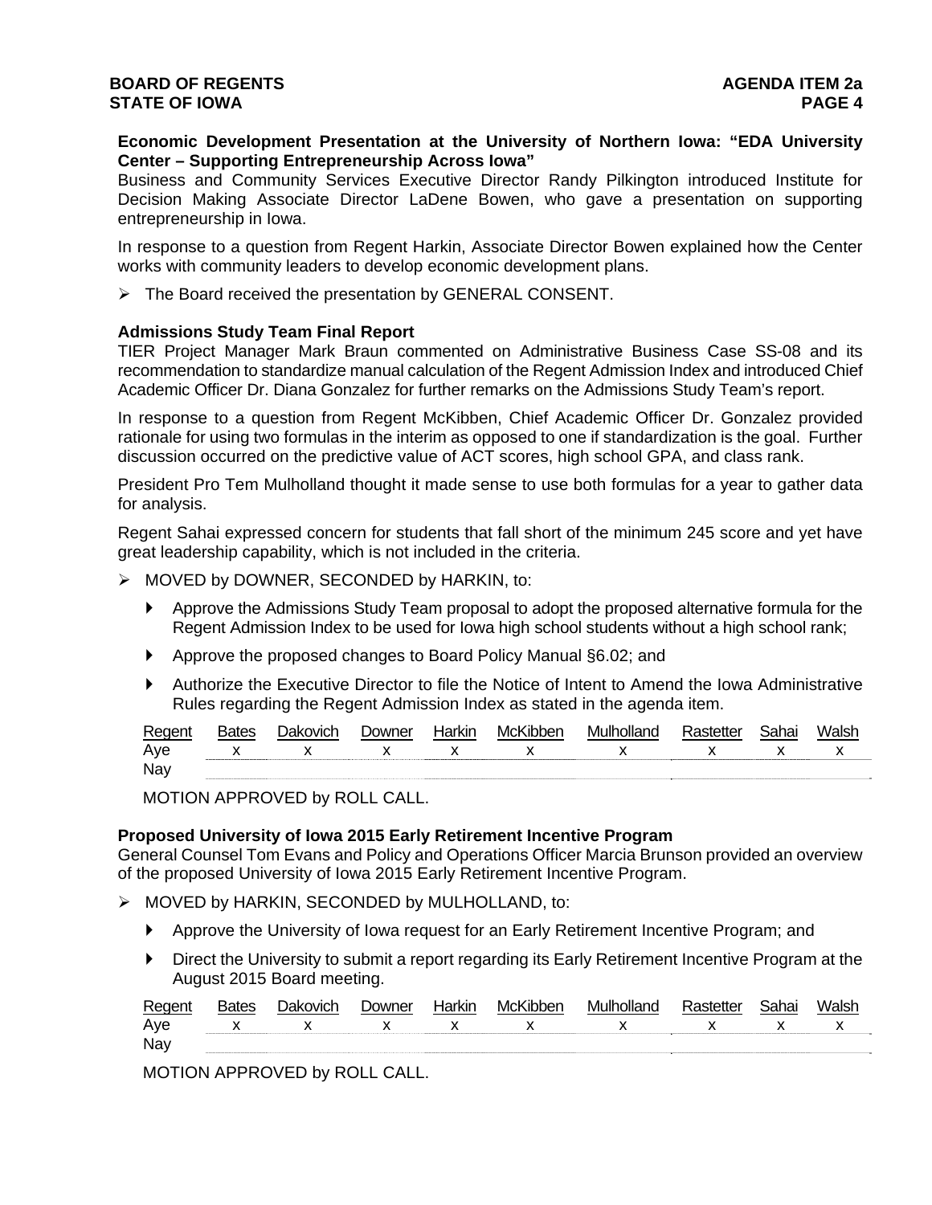**Economic Development Presentation at the University of Northern Iowa: "EDA University Center – Supporting Entrepreneurship Across Iowa"**
Business and Community Services Executive Director Randy Pilkington introduced Institute for Decision Making Associate Director LaDene Bowen, who gave a presentation on supporting entrepreneurship in Iowa.

In response to a question from Regent Harkin, Associate Director Bowen explained how the Center works with community leaders to develop economic development plans.

- The Board received the presentation by GENERAL CONSENT.

**Admissions Study Team Final Report**
TIER Project Manager Mark Braun commented on Administrative Business Case SS-08 and its recommendation to standardize manual calculation of the Regent Admission Index and introduced Chief Academic Officer Dr. Diana Gonzalez for further remarks on the Admissions Study Team's report.

In response to a question from Regent McKibben, Chief Academic Officer Dr. Gonzalez provided rationale for using two formulas in the interim as opposed to one if standardization is the goal. Further discussion occurred on the predictive value of ACT scores, high school GPA, and class rank.

President Pro Tem Mulholland thought it made sense to use both formulas for a year to gather data for analysis.

Regent Sahai expressed concern for students that fall short of the minimum 245 score and yet have great leadership capability, which is not included in the criteria.

- MOVED by DOWNER, SECONDED by HARKIN, to:
  - Approve the Admissions Study Team proposal to adopt the proposed alternative formula for the Regent Admission Index to be used for Iowa high school students without a high school rank;
  - Approve the proposed changes to Board Policy Manual §6.02; and
  - Authorize the Executive Director to file the Notice of Intent to Amend the Iowa Administrative Rules regarding the Regent Admission Index as stated in the agenda item.

| Regent | Bates | Dakovich | Downer | Harkin | McKibben | Mulholland | Rastetter | Sahai | Walsh |
|---|---|---|---|---|---|---|---|---|---|
| Aye | x | x | x | x | x | x | x | x | x |
| Nay | | | | | | | | | |

MOTION APPROVED by ROLL CALL.

**Proposed University of Iowa 2015 Early Retirement Incentive Program**
General Counsel Tom Evans and Policy and Operations Officer Marcia Brunson provided an overview of the proposed University of Iowa 2015 Early Retirement Incentive Program.

- MOVED by HARKIN, SECONDED by MULHOLLAND, to:
  - Approve the University of Iowa request for an Early Retirement Incentive Program; and
  - Direct the University to submit a report regarding its Early Retirement Incentive Program at the August 2015 Board meeting.

| Regent | Bates | Dakovich | Downer | Harkin | McKibben | Mulholland | Rastetter | Sahai | Walsh |
|---|---|---|---|---|---|---|---|---|---|
| Aye | x | x | x | x | x | x | x | x | x |
| Nay | | | | | | | | | |

MOTION APPROVED by ROLL CALL.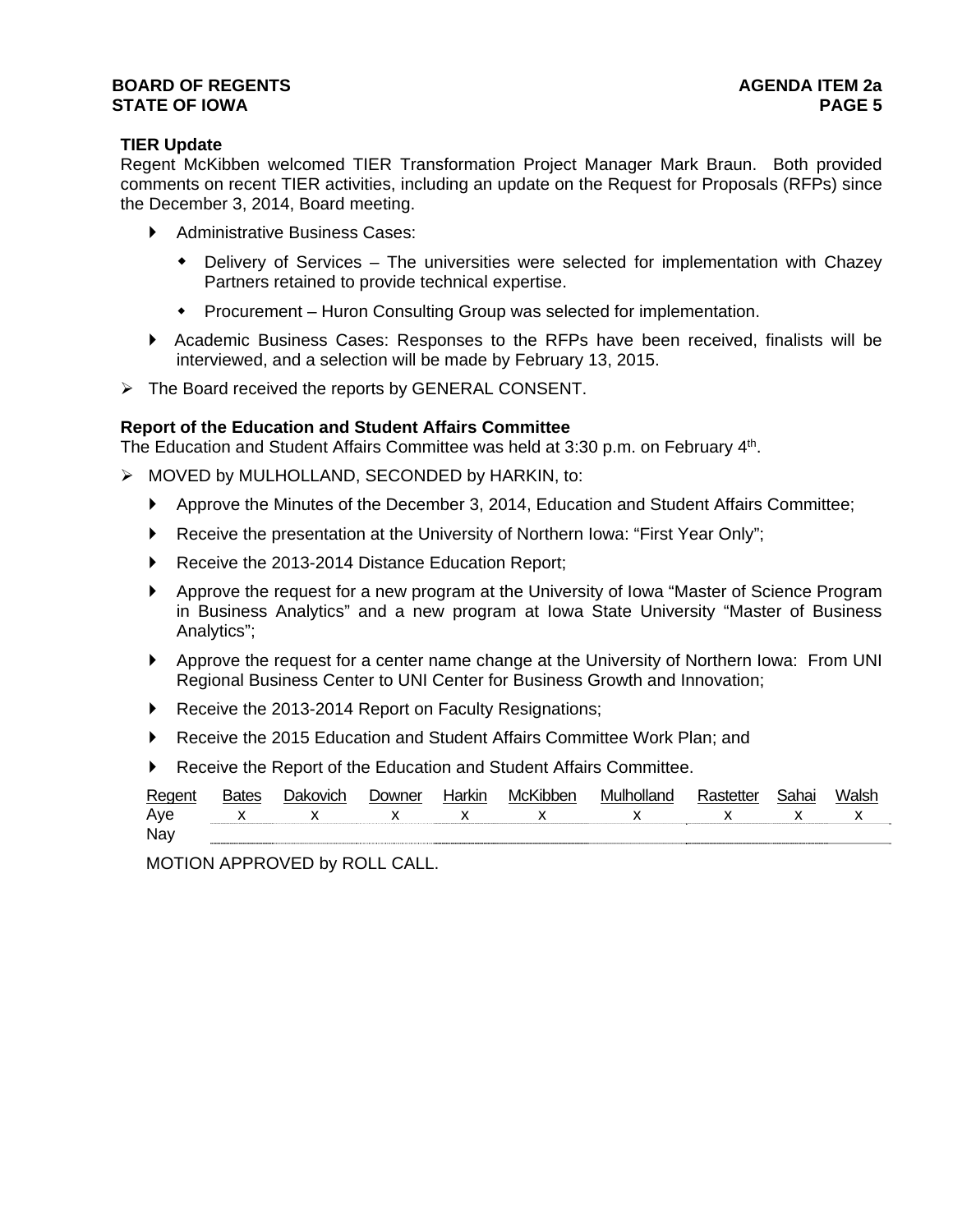**TIER Update**

Regent McKibben welcomed TIER Transformation Project Manager Mark Braun. Both provided comments on recent TIER activities, including an update on the Request for Proposals (RFPs) since the December 3, 2014, Board meeting.

- Administrative Business Cases:
  - Delivery of Services – The universities were selected for implementation with Chazey Partners retained to provide technical expertise.
  - Procurement – Huron Consulting Group was selected for implementation.
- Academic Business Cases: Responses to the RFPs have been received, finalists will be interviewed, and a selection will be made by February 13, 2015.

- The Board received the reports by GENERAL CONSENT.

**Report of the Education and Student Affairs Committee**

The Education and Student Affairs Committee was held at 3:30 p.m. on February 4th.

- MOVED by MULHOLLAND, SECONDED by HARKIN, to:
  - Approve the Minutes of the December 3, 2014, Education and Student Affairs Committee;
  - Receive the presentation at the University of Northern Iowa: "First Year Only";
  - Receive the 2013-2014 Distance Education Report;
  - Approve the request for a new program at the University of Iowa "Master of Science Program in Business Analytics" and a new program at Iowa State University "Master of Business Analytics";
  - Approve the request for a center name change at the University of Northern Iowa: From UNI Regional Business Center to UNI Center for Business Growth and Innovation;
  - Receive the 2013-2014 Report on Faculty Resignations;
  - Receive the 2015 Education and Student Affairs Committee Work Plan; and
  - Receive the Report of the Education and Student Affairs Committee.

| Regent | Bates | Dakovich | Downer | Harkin | McKibben | Mulholland | Rastetter | Sahai | Walsh |
|---|---|---|---|---|---|---|---|---|---|
| Aye | x | x | x | x | x | x | x | x | x |
| Nay | | | | | | | | | |

MOTION APPROVED by ROLL CALL.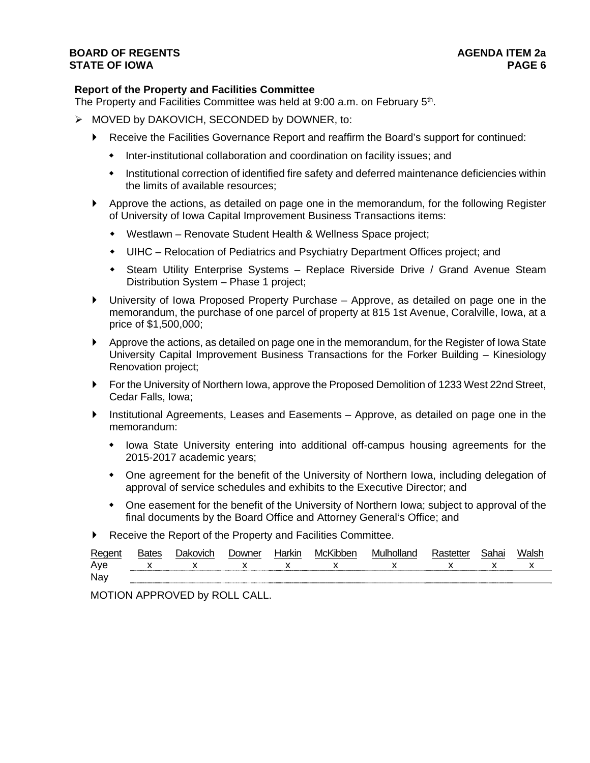**Report of the Property and Facilities Committee**

The Property and Facilities Committee was held at 9:00 a.m. on February 5th.

- MOVED by DAKOVICH, SECONDED by DOWNER, to:
  - Receive the Facilities Governance Report and reaffirm the Board's support for continued:
    - Inter-institutional collaboration and coordination on facility issues; and
    - Institutional correction of identified fire safety and deferred maintenance deficiencies within the limits of available resources;
  - Approve the actions, as detailed on page one in the memorandum, for the following Register of University of Iowa Capital Improvement Business Transactions items:
    - Westlawn – Renovate Student Health & Wellness Space project;
    - UIHC – Relocation of Pediatrics and Psychiatry Department Offices project; and
    - Steam Utility Enterprise Systems – Replace Riverside Drive / Grand Avenue Steam Distribution System – Phase 1 project;
  - University of Iowa Proposed Property Purchase – Approve, as detailed on page one in the memorandum, the purchase of one parcel of property at 815 1st Avenue, Coralville, Iowa, at a price of $1,500,000;
  - Approve the actions, as detailed on page one in the memorandum, for the Register of Iowa State University Capital Improvement Business Transactions for the Forker Building – Kinesiology Renovation project;
  - For the University of Northern Iowa, approve the Proposed Demolition of 1233 West 22nd Street, Cedar Falls, Iowa;
  - Institutional Agreements, Leases and Easements – Approve, as detailed on page one in the memorandum:
    - Iowa State University entering into additional off-campus housing agreements for the 2015-2017 academic years;
    - One agreement for the benefit of the University of Northern Iowa, including delegation of approval of service schedules and exhibits to the Executive Director; and
    - One easement for the benefit of the University of Northern Iowa; subject to approval of the final documents by the Board Office and Attorney General's Office; and
  - Receive the Report of the Property and Facilities Committee.

| Regent | Bates | Dakovich | Downer | Harkin | McKibben | Mulholland | Rastetter | Sahai | Walsh |
|---|---|---|---|---|---|---|---|---|---|
| Aye | x | x | x | x | x | x | x | x | x |
| Nay | | | | | | | | | |

MOTION APPROVED by ROLL CALL.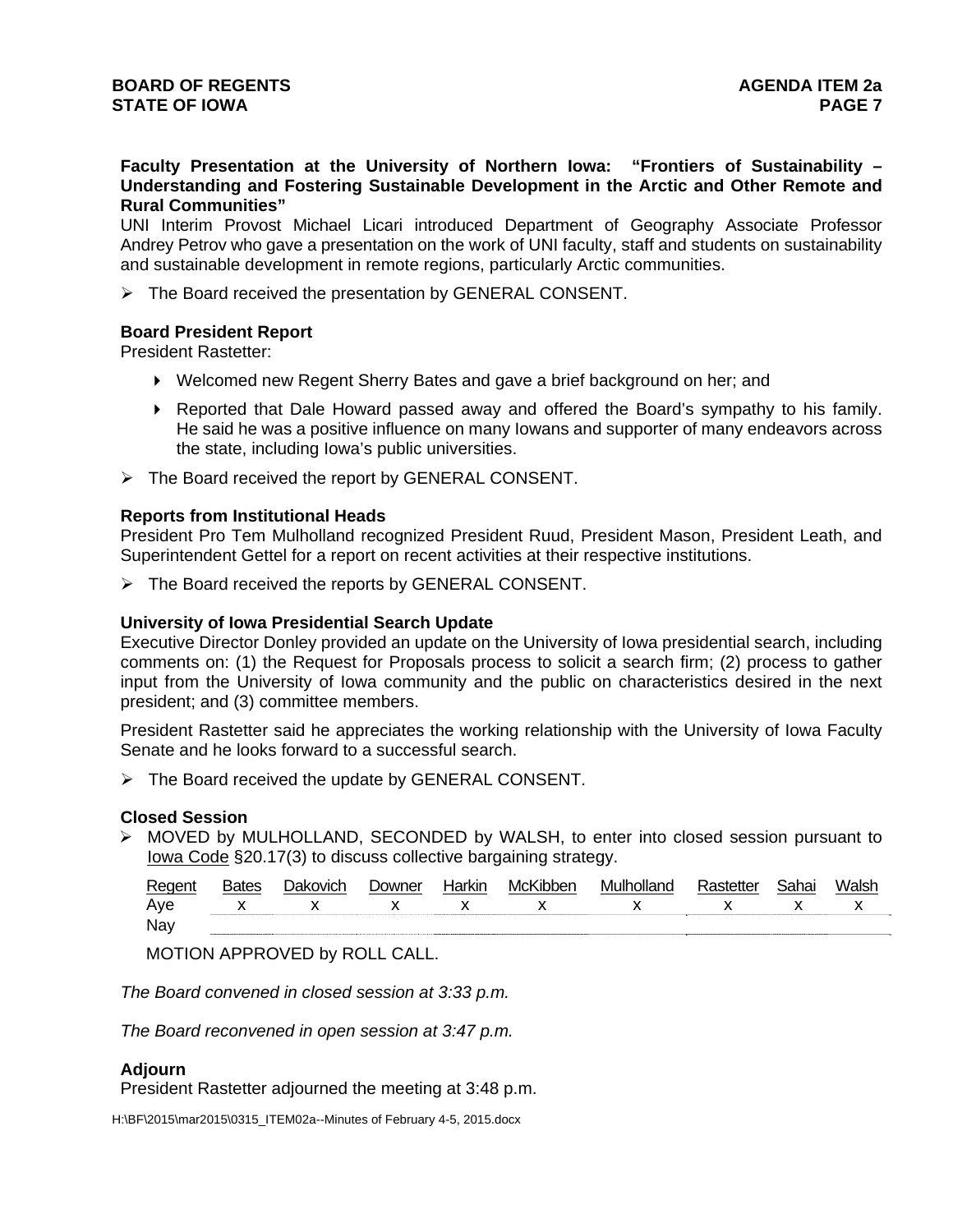**Faculty Presentation at the University of Northern Iowa: "Frontiers of Sustainability – Understanding and Fostering Sustainable Development in the Arctic and Other Remote and Rural Communities"**

UNI Interim Provost Michael Licari introduced Department of Geography Associate Professor Andrey Petrov who gave a presentation on the work of UNI faculty, staff and students on sustainability and sustainable development in remote regions, particularly Arctic communities.

➢ The Board received the presentation by GENERAL CONSENT.

**Board President Report**

President Rastetter:

- Welcomed new Regent Sherry Bates and gave a brief background on her; and
- Reported that Dale Howard passed away and offered the Board's sympathy to his family. He said he was a positive influence on many Iowans and supporter of many endeavors across the state, including Iowa's public universities.

➢ The Board received the report by GENERAL CONSENT.

**Reports from Institutional Heads**

President Pro Tem Mulholland recognized President Ruud, President Mason, President Leath, and Superintendent Gettel for a report on recent activities at their respective institutions.

➢ The Board received the reports by GENERAL CONSENT.

**University of Iowa Presidential Search Update**

Executive Director Donley provided an update on the University of Iowa presidential search, including comments on: (1) the Request for Proposals process to solicit a search firm; (2) process to gather input from the University of Iowa community and the public on characteristics desired in the next president; and (3) committee members.

President Rastetter said he appreciates the working relationship with the University of Iowa Faculty Senate and he looks forward to a successful search.

➢ The Board received the update by GENERAL CONSENT.

**Closed Session**

➢ MOVED by MULHOLLAND, SECONDED by WALSH, to enter into closed session pursuant to Iowa Code §20.17(3) to discuss collective bargaining strategy.

| Regent | Bates | Dakovich | Downer | Harkin | McKibben | Mulholland | Rastetter | Sahai | Walsh |
|---|---|---|---|---|---|---|---|---|---|
| Aye | x | x | x | x | x | x | x | x | x |
| Nay | | | | | | | | | |

MOTION APPROVED by ROLL CALL.

*The Board convened in closed session at 3:33 p.m.*

*The Board reconvened in open session at 3:47 p.m.*

**Adjourn**

President Rastetter adjourned the meeting at 3:48 p.m.

H:\BF\2015\mar2015\0315_ITEM02a--Minutes of February 4-5, 2015.docx